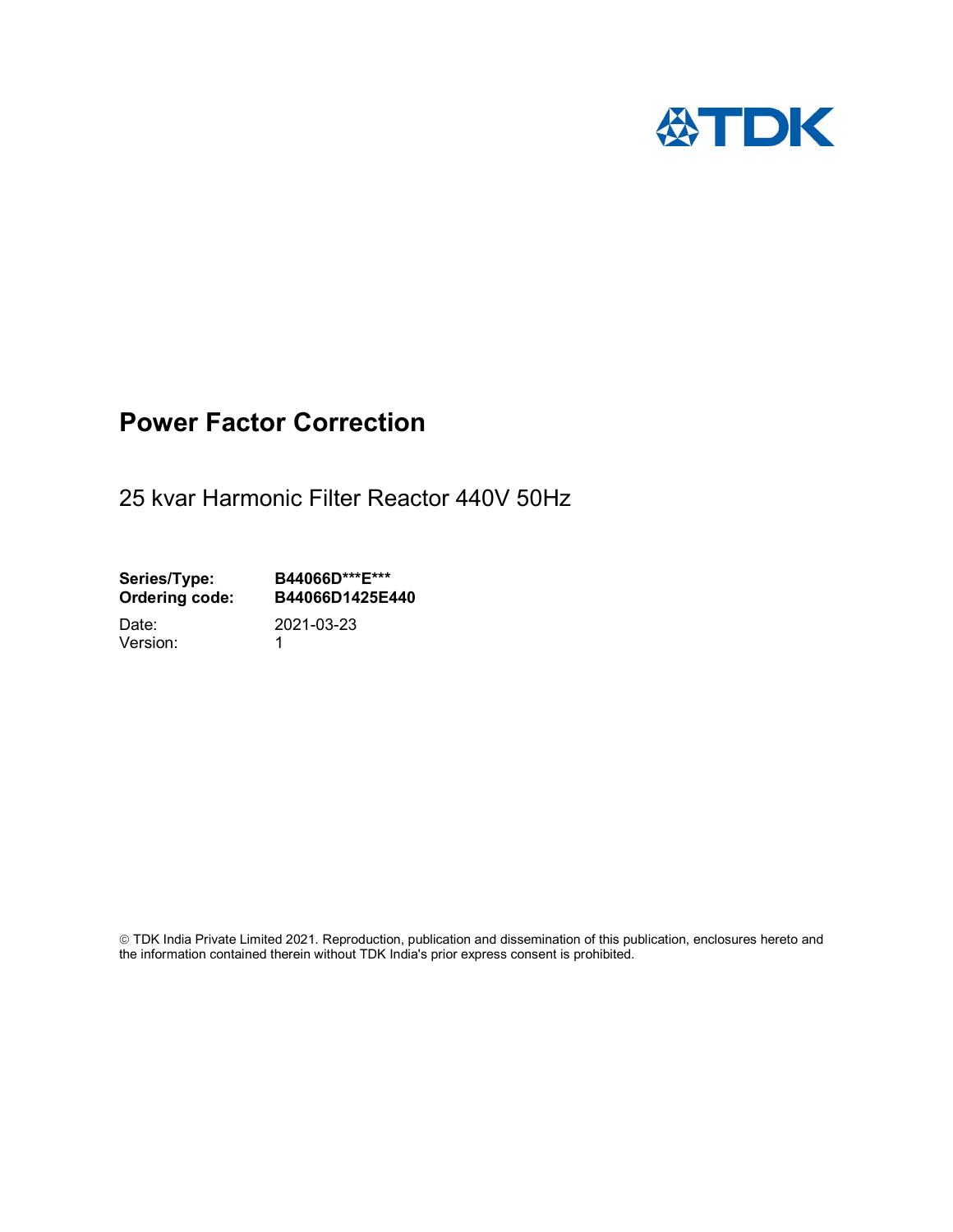TDK

# Power Factor Correction

25 kvar Harmonic Filter Reactor 440V 50Hz

**Series/Type:** **B44066D***E*****
**Ordering code:** **B44066D1425E440**

Date: 2021-03-23
Version: 1

© TDK India Private Limited 2021. Reproduction, publication and dissemination of this publication, enclosures hereto and the information contained therein without TDK India's prior express consent is prohibited.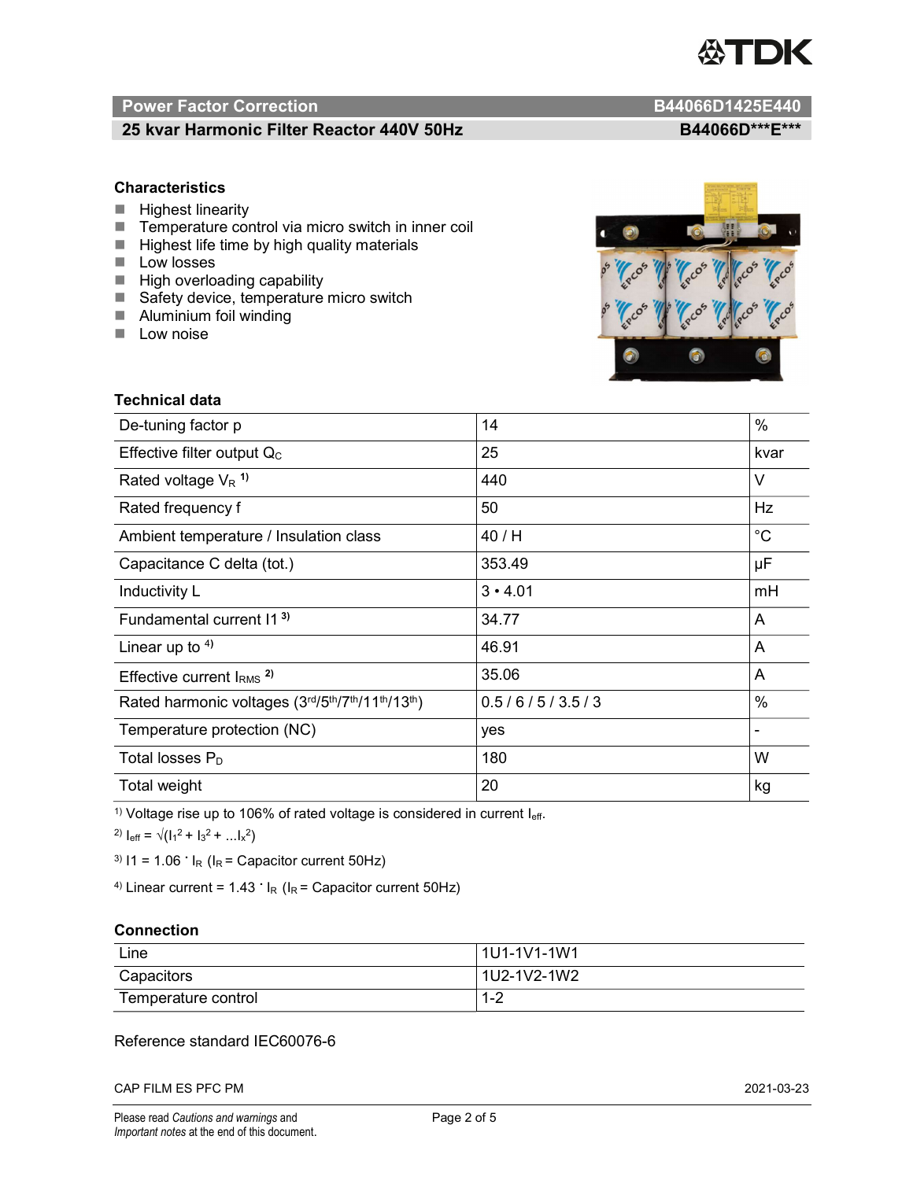## Power Factor Correction — B44066D1425E440

### 25 kvar Harmonic Filter Reactor 440V 50Hz — B44066D***E***

### Characteristics

- Highest linearity
- Temperature control via micro switch in inner coil
- Highest life time by high quality materials
- Low losses
- High overloading capability
- Safety device, temperature micro switch
- Aluminium foil winding
- Low noise

### Technical data

| | | |
|---|---|---|
| De-tuning factor p | 14 | % |
| Effective filter output $Q_C$ | 25 | kvar |
| Rated voltage $V_R$ [1] | 440 | V |
| Rated frequency f | 50 | Hz |
| Ambient temperature / Insulation class | 40 / H | °C |
| Capacitance C delta (tot.) | 353.49 | µF |
| Inductivity L | 3 • 4.01 | mH |
| Fundamental current I1 [3] | 34.77 | A |
| Linear up to [4] | 46.91 | A |
| Effective current $I_{RMS}$ [2] | 35.06 | A |
| Rated harmonic voltages (3rd/5th/7th/11th/13th) | 0.5 / 6 / 5 / 3.5 / 3 | % |
| Temperature protection (NC) | yes | - |
| Total losses $P_D$ | 180 | W |
| Total weight | 20 | kg |

[1] Voltage rise up to 106% of rated voltage is considered in current $I_{eff}$.

[2] $I_{eff} = \sqrt{(I_1^2 + I_3^2 + ...I_x^2)}$

[3] $I1 = 1.06 \cdot I_R$ ($I_R$ = Capacitor current 50Hz)

[4] Linear current = $1.43 \cdot I_R$ ($I_R$ = Capacitor current 50Hz)

### Connection

| | |
|---|---|
| Line | 1U1-1V1-1W1 |
| Capacitors | 1U2-1V2-1W2 |
| Temperature control | 1-2 |

Reference standard IEC60076-6

CAP FILM ES PFC PM — 2021-03-23

Please read *Cautions and warnings* and *Important notes* at the end of this document.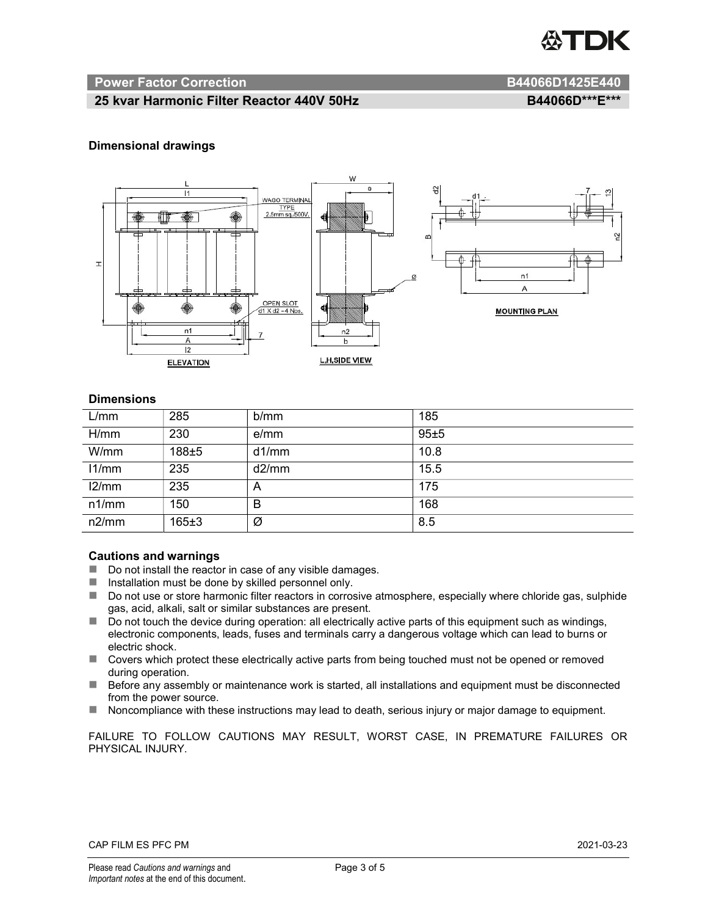## Power Factor Correction B44066D1425E440

### 25 kvar Harmonic Filter Reactor 440V 50Hz B44066D***E***

### Dimensional drawings

### Dimensions

| L/mm | 285 | b/mm | 185 |
|---|---|---|---|
| H/mm | 230 | e/mm | 95±5 |
| W/mm | 188±5 | d1/mm | 10.8 |
| l1/mm | 235 | d2/mm | 15.5 |
| l2/mm | 235 | A | 175 |
| n1/mm | 150 | B | 168 |
| n2/mm | 165±3 | Ø | 8.5 |

### Cautions and warnings

- Do not install the reactor in case of any visible damages.
- Installation must be done by skilled personnel only.
- Do not use or store harmonic filter reactors in corrosive atmosphere, especially where chloride gas, sulphide gas, acid, alkali, salt or similar substances are present.
- Do not touch the device during operation: all electrically active parts of this equipment such as windings, electronic components, leads, fuses and terminals carry a dangerous voltage which can lead to burns or electric shock.
- Covers which protect these electrically active parts from being touched must not be opened or removed during operation.
- Before any assembly or maintenance work is started, all installations and equipment must be disconnected from the power source.
- Noncompliance with these instructions may lead to death, serious injury or major damage to equipment.

FAILURE TO FOLLOW CAUTIONS MAY RESULT, WORST CASE, IN PREMATURE FAILURES OR PHYSICAL INJURY.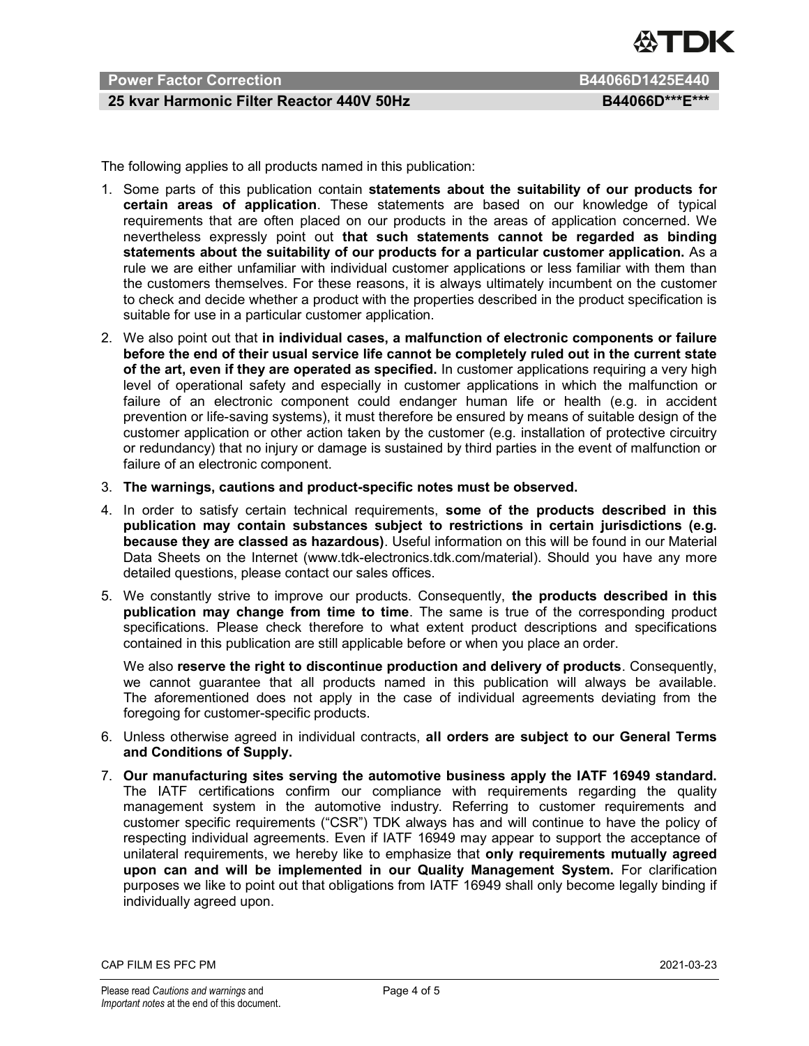The following applies to all products named in this publication:

1. Some parts of this publication contain **statements about the suitability of our products for certain areas of application**. These statements are based on our knowledge of typical requirements that are often placed on our products in the areas of application concerned. We nevertheless expressly point out **that such statements cannot be regarded as binding statements about the suitability of our products for a particular customer application.** As a rule we are either unfamiliar with individual customer applications or less familiar with them than the customers themselves. For these reasons, it is always ultimately incumbent on the customer to check and decide whether a product with the properties described in the product specification is suitable for use in a particular customer application.
2. We also point out that **in individual cases, a malfunction of electronic components or failure before the end of their usual service life cannot be completely ruled out in the current state of the art, even if they are operated as specified.** In customer applications requiring a very high level of operational safety and especially in customer applications in which the malfunction or failure of an electronic component could endanger human life or health (e.g. in accident prevention or life-saving systems), it must therefore be ensured by means of suitable design of the customer application or other action taken by the customer (e.g. installation of protective circuitry or redundancy) that no injury or damage is sustained by third parties in the event of malfunction or failure of an electronic component.
3. **The warnings, cautions and product-specific notes must be observed.**
4. In order to satisfy certain technical requirements, **some of the products described in this publication may contain substances subject to restrictions in certain jurisdictions (e.g. because they are classed as hazardous)**. Useful information on this will be found in our Material Data Sheets on the Internet (www.tdk-electronics.tdk.com/material). Should you have any more detailed questions, please contact our sales offices.
5. We constantly strive to improve our products. Consequently, **the products described in this publication may change from time to time**. The same is true of the corresponding product specifications. Please check therefore to what extent product descriptions and specifications contained in this publication are still applicable before or when you place an order.

   We also **reserve the right to discontinue production and delivery of products**. Consequently, we cannot guarantee that all products named in this publication will always be available. The aforementioned does not apply in the case of individual agreements deviating from the foregoing for customer-specific products.
6. Unless otherwise agreed in individual contracts, **all orders are subject to our General Terms and Conditions of Supply.**
7. **Our manufacturing sites serving the automotive business apply the IATF 16949 standard.** The IATF certifications confirm our compliance with requirements regarding the quality management system in the automotive industry. Referring to customer requirements and customer specific requirements ("CSR") TDK always has and will continue to have the policy of respecting individual agreements. Even if IATF 16949 may appear to support the acceptance of unilateral requirements, we hereby like to emphasize that **only requirements mutually agreed upon can and will be implemented in our Quality Management System.** For clarification purposes we like to point out that obligations from IATF 16949 shall only become legally binding if individually agreed upon.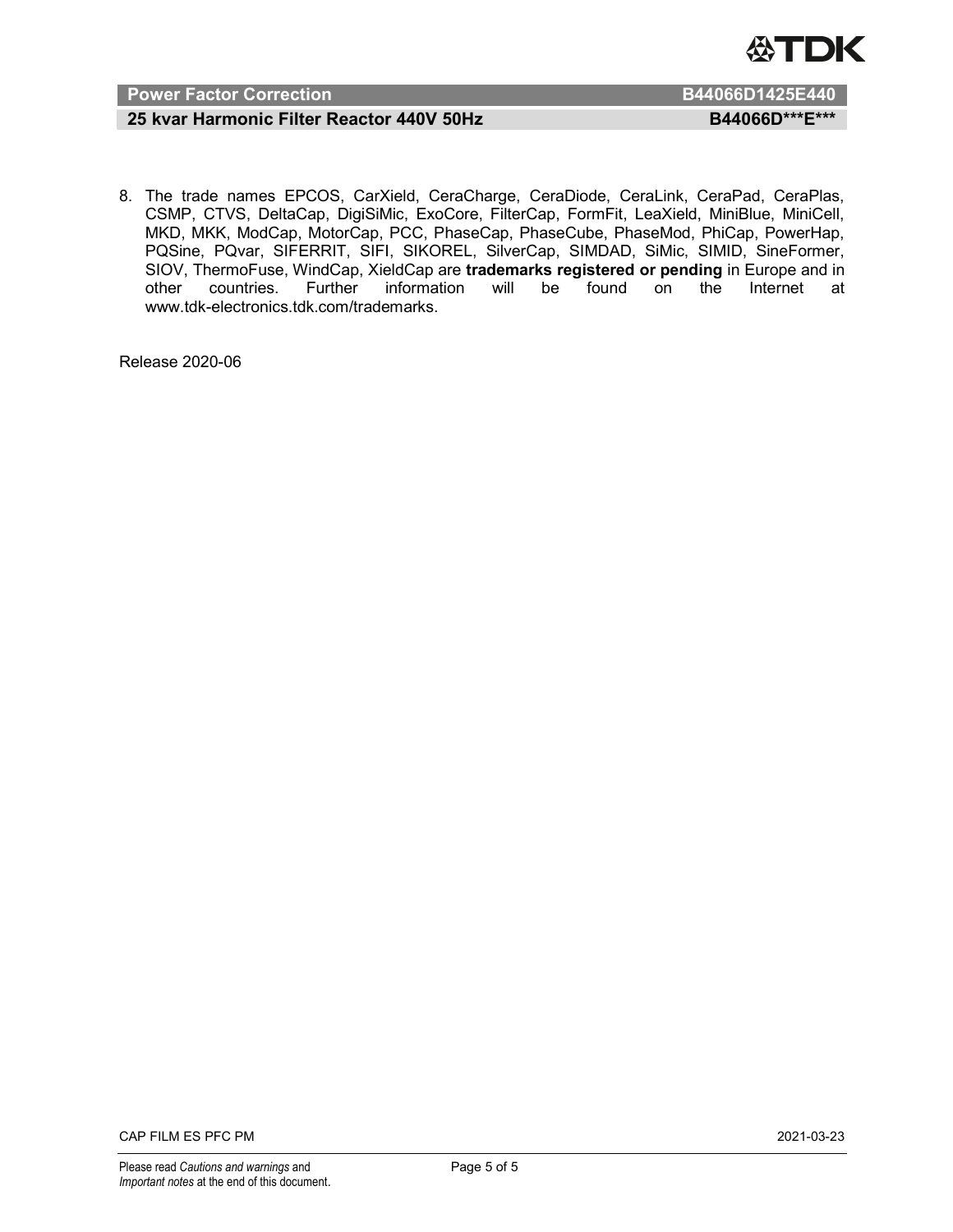8. The trade names EPCOS, CarXield, CeraCharge, CeraDiode, CeraLink, CeraPad, CeraPlas, CSMP, CTVS, DeltaCap, DigiSiMic, ExoCore, FilterCap, FormFit, LeaXield, MiniBlue, MiniCell, MKD, MKK, ModCap, MotorCap, PCC, PhaseCap, PhaseCube, PhaseMod, PhiCap, PowerHap, PQSine, PQvar, SIFERRIT, SIFI, SIKOREL, SilverCap, SIMDAD, SiMic, SIMID, SineFormer, SIOV, ThermoFuse, WindCap, XieldCap are **trademarks registered or pending** in Europe and in other countries. Further information will be found on the Internet at www.tdk-electronics.tdk.com/trademarks.

Release 2020-06